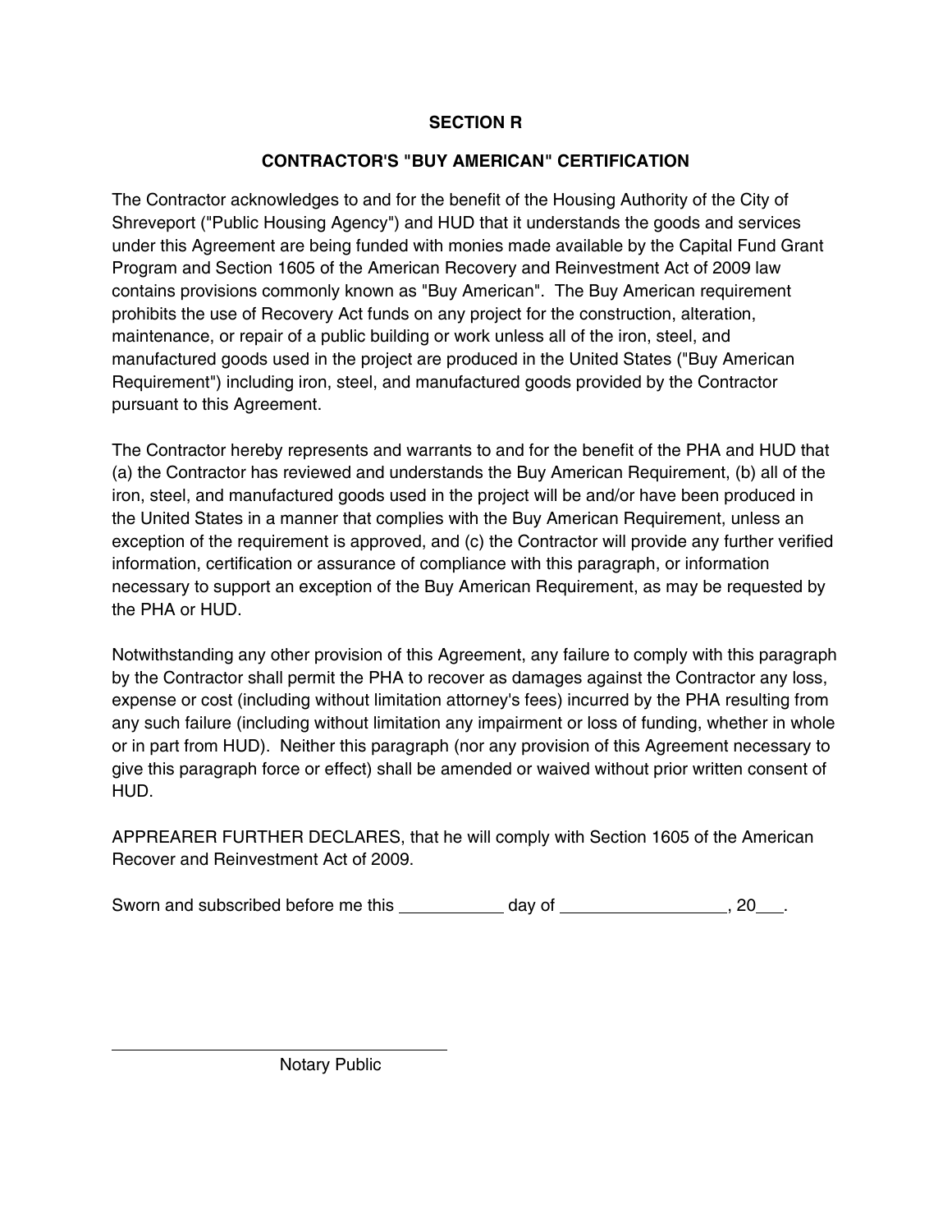# SECTION R

## CONTRACTOR'S "BUY AMERICAN" CERTIFICATION

The Contractor acknowledges to and for the benefit of the Housing Authority of the City of Shreveport ("Public Housing Agency") and HUD that it understands the goods and services under this Agreement are being funded with monies made available by the Capital Fund Grant Program and Section 1605 of the American Recovery and Reinvestment Act of 2009 law contains provisions commonly known as "Buy American". The Buy American requirement prohibits the use of Recovery Act funds on any project for the construction, alteration, maintenance, or repair of a public building or work unless all of the iron, steel, and manufactured goods used in the project are produced in the United States ("Buy American Requirement") including iron, steel, and manufactured goods provided by the Contractor pursuant to this Agreement.

The Contractor hereby represents and warrants to and for the benefit of the PHA and HUD that (a) the Contractor has reviewed and understands the Buy American Requirement, (b) all of the iron, steel, and manufactured goods used in the project will be and/or have been produced in the United States in a manner that complies with the Buy American Requirement, unless an exception of the requirement is approved, and (c) the Contractor will provide any further verified information, certification or assurance of compliance with this paragraph, or information necessary to support an exception of the Buy American Requirement, as may be requested by the PHA or HUD.

Notwithstanding any other provision of this Agreement, any failure to comply with this paragraph by the Contractor shall permit the PHA to recover as damages against the Contractor any loss, expense or cost (including without limitation attorney's fees) incurred by the PHA resulting from any such failure (including without limitation any impairment or loss of funding, whether in whole or in part from HUD). Neither this paragraph (nor any provision of this Agreement necessary to give this paragraph force or effect) shall be amended or waived without prior written consent of HUD.

APPREARER FURTHER DECLARES, that he will comply with Section 1605 of the American Recover and Reinvestment Act of 2009.

Sworn and subscribed before me this ___________ day of _________________, 20___.

_____________________________________

Notary Public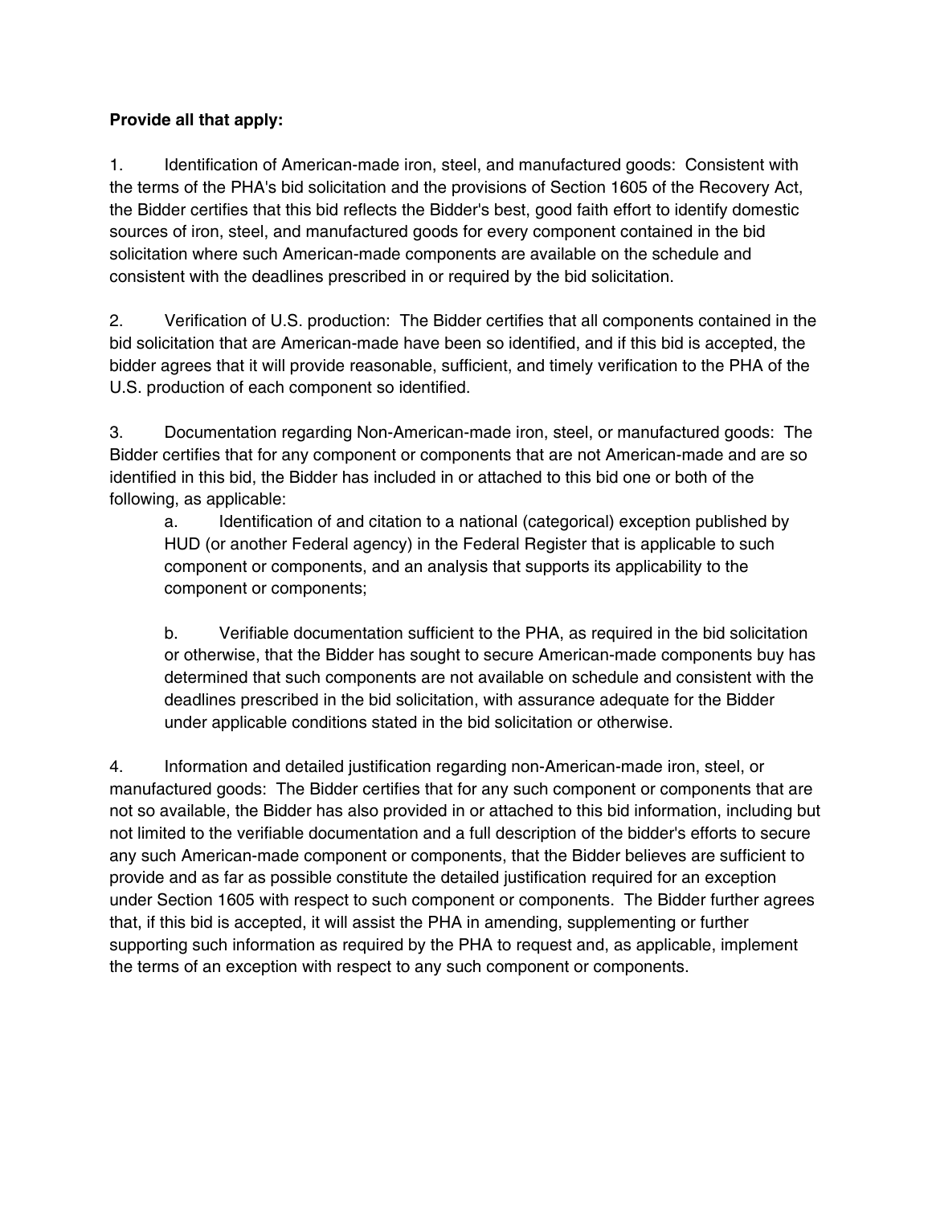**Provide all that apply:**

1. Identification of American-made iron, steel, and manufactured goods: Consistent with the terms of the PHA's bid solicitation and the provisions of Section 1605 of the Recovery Act, the Bidder certifies that this bid reflects the Bidder's best, good faith effort to identify domestic sources of iron, steel, and manufactured goods for every component contained in the bid solicitation where such American-made components are available on the schedule and consistent with the deadlines prescribed in or required by the bid solicitation.

2. Verification of U.S. production: The Bidder certifies that all components contained in the bid solicitation that are American-made have been so identified, and if this bid is accepted, the bidder agrees that it will provide reasonable, sufficient, and timely verification to the PHA of the U.S. production of each component so identified.

3. Documentation regarding Non-American-made iron, steel, or manufactured goods: The Bidder certifies that for any component or components that are not American-made and are so identified in this bid, the Bidder has included in or attached to this bid one or both of the following, as applicable:

   a. Identification of and citation to a national (categorical) exception published by HUD (or another Federal agency) in the Federal Register that is applicable to such component or components, and an analysis that supports its applicability to the component or components;

   b. Verifiable documentation sufficient to the PHA, as required in the bid solicitation or otherwise, that the Bidder has sought to secure American-made components buy has determined that such components are not available on schedule and consistent with the deadlines prescribed in the bid solicitation, with assurance adequate for the Bidder under applicable conditions stated in the bid solicitation or otherwise.

4. Information and detailed justification regarding non-American-made iron, steel, or manufactured goods: The Bidder certifies that for any such component or components that are not so available, the Bidder has also provided in or attached to this bid information, including but not limited to the verifiable documentation and a full description of the bidder's efforts to secure any such American-made component or components, that the Bidder believes are sufficient to provide and as far as possible constitute the detailed justification required for an exception under Section 1605 with respect to such component or components. The Bidder further agrees that, if this bid is accepted, it will assist the PHA in amending, supplementing or further supporting such information as required by the PHA to request and, as applicable, implement the terms of an exception with respect to any such component or components.